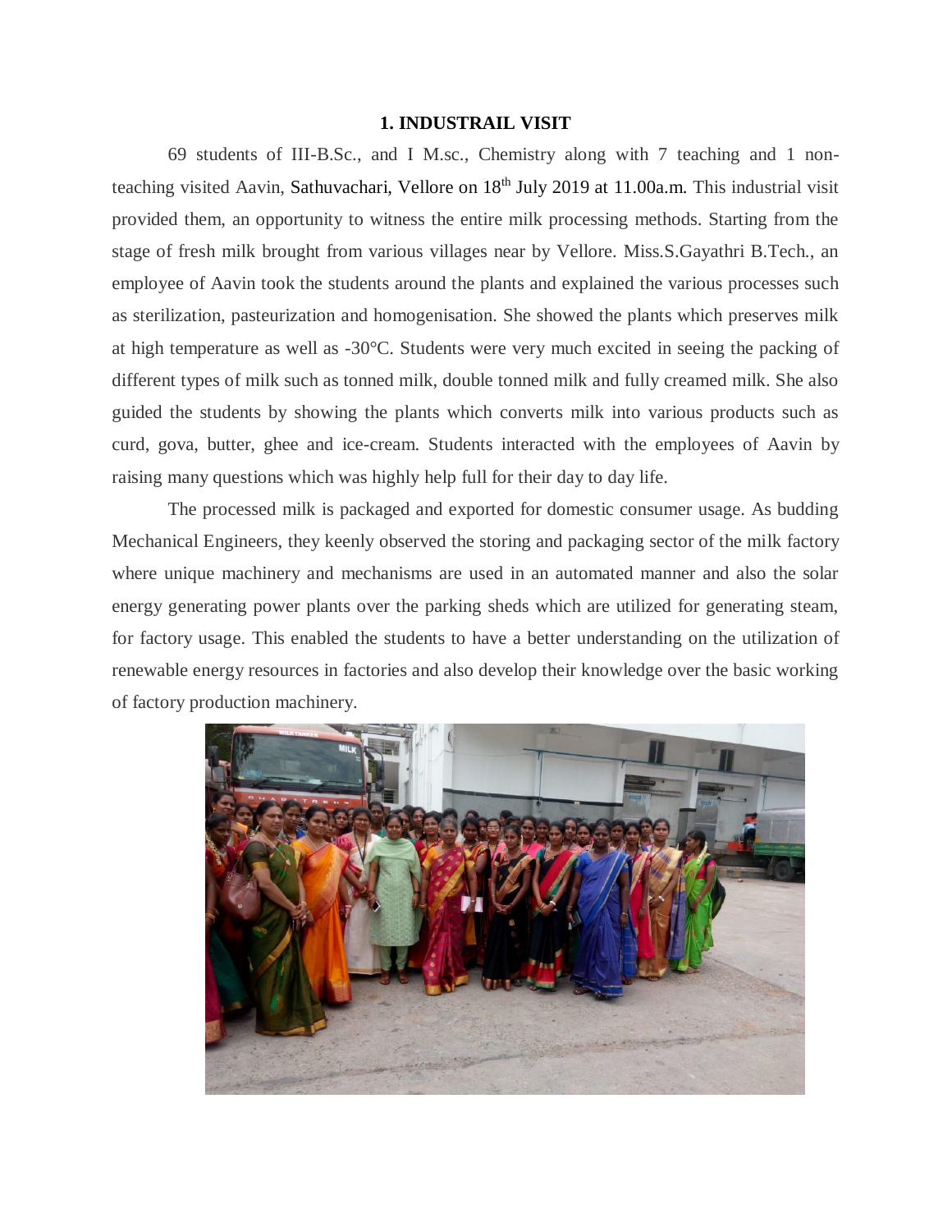## 1. INDUSTRAIL VISIT

69 students of III-B.Sc., and I M.sc., Chemistry along with 7 teaching and 1 non-teaching visited Aavin, Sathuvachari, Vellore on 18th July 2019 at 11.00a.m. This industrial visit provided them, an opportunity to witness the entire milk processing methods. Starting from the stage of fresh milk brought from various villages near by Vellore. Miss.S.Gayathri B.Tech., an employee of Aavin took the students around the plants and explained the various processes such as sterilization, pasteurization and homogenisation. She showed the plants which preserves milk at high temperature as well as -30°C. Students were very much excited in seeing the packing of different types of milk such as tonned milk, double tonned milk and fully creamed milk. She also guided the students by showing the plants which converts milk into various products such as curd, gova, butter, ghee and ice-cream. Students interacted with the employees of Aavin by raising many questions which was highly help full for their day to day life.

The processed milk is packaged and exported for domestic consumer usage. As budding Mechanical Engineers, they keenly observed the storing and packaging sector of the milk factory where unique machinery and mechanisms are used in an automated manner and also the solar energy generating power plants over the parking sheds which are utilized for generating steam, for factory usage. This enabled the students to have a better understanding on the utilization of renewable energy resources in factories and also develop their knowledge over the basic working of factory production machinery.